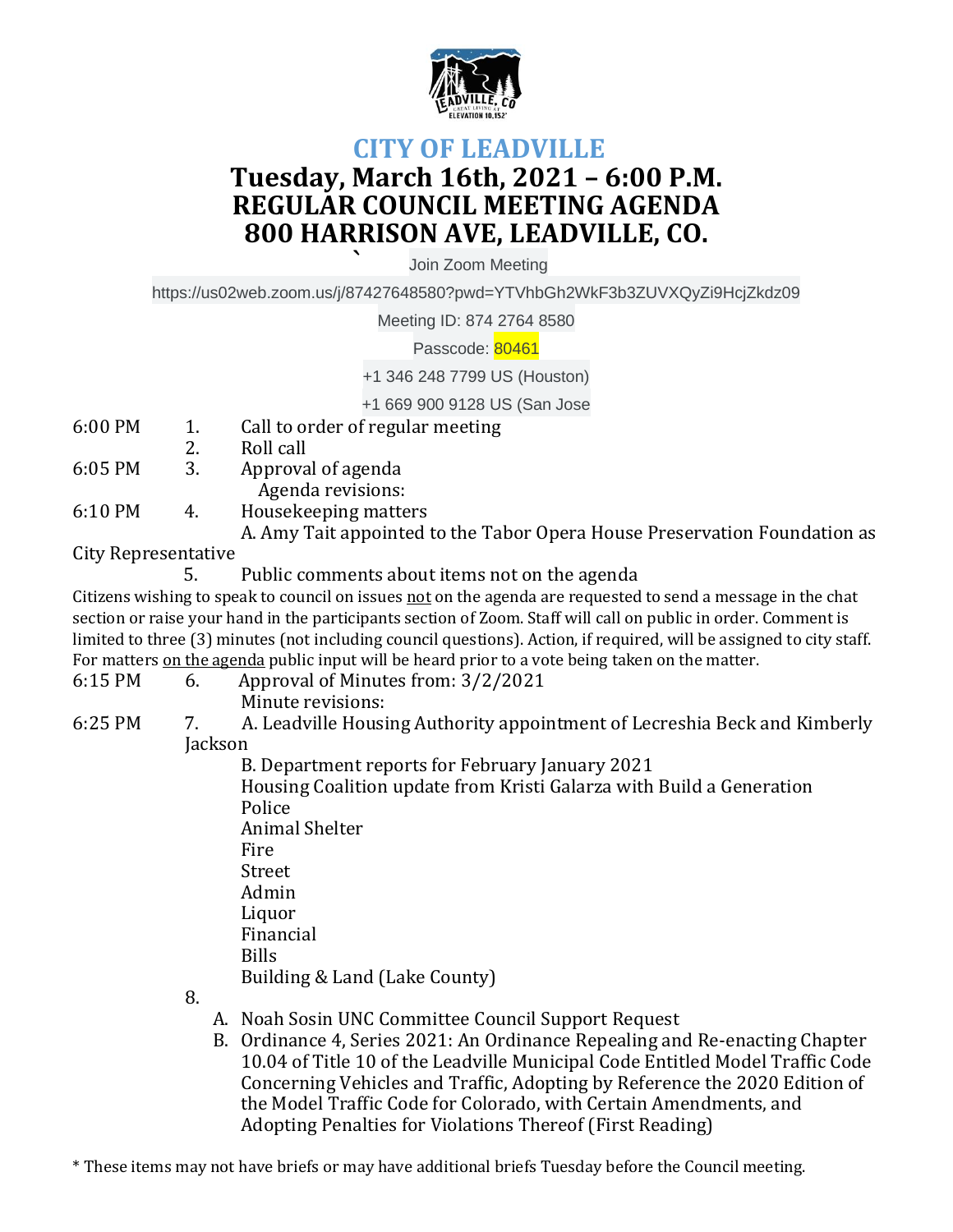# CITY OF LEADVILLE

## Tuesday, March 16th, 2021 – 6:00 P.M.
## REGULAR COUNCIL MEETING AGENDA
## 800 HARRISON AVE, LEADVILLE, CO.

Join Zoom Meeting

https://us02web.zoom.us/j/87427648580?pwd=YTVhbGh2WkF3b3ZUVXQyZi9HcjZkdz09

Meeting ID: 874 2764 8580

Passcode: 80461

+1 346 248 7799 US (Houston)

+1 669 900 9128 US (San Jose

6:00 PM 1. Call to order of regular meeting

2. Roll call

6:05 PM 3. Approval of agenda
   Agenda revisions:

6:10 PM 4. Housekeeping matters
   A. Amy Tait appointed to the Tabor Opera House Preservation Foundation as City Representative

5. Public comments about items not on the agenda

Citizens wishing to speak to council on issues not on the agenda are requested to send a message in the chat section or raise your hand in the participants section of Zoom. Staff will call on public in order. Comment is limited to three (3) minutes (not including council questions). Action, if required, will be assigned to city staff. For matters on the agenda public input will be heard prior to a vote being taken on the matter.

6:15 PM 6. Approval of Minutes from: 3/2/2021
   Minute revisions:

6:25 PM 7. A. Leadville Housing Authority appointment of Lecreshia Beck and Kimberly Jackson

   B. Department reports for February January 2021
   Housing Coalition update from Kristi Galarza with Build a Generation
   Police
   Animal Shelter
   Fire
   Street
   Admin
   Liquor
   Financial
   Bills
   Building & Land (Lake County)

8.

   A. Noah Sosin UNC Committee Council Support Request
   B. Ordinance 4, Series 2021: An Ordinance Repealing and Re-enacting Chapter 10.04 of Title 10 of the Leadville Municipal Code Entitled Model Traffic Code Concerning Vehicles and Traffic, Adopting by Reference the 2020 Edition of the Model Traffic Code for Colorado, with Certain Amendments, and Adopting Penalties for Violations Thereof (First Reading)

\* These items may not have briefs or may have additional briefs Tuesday before the Council meeting.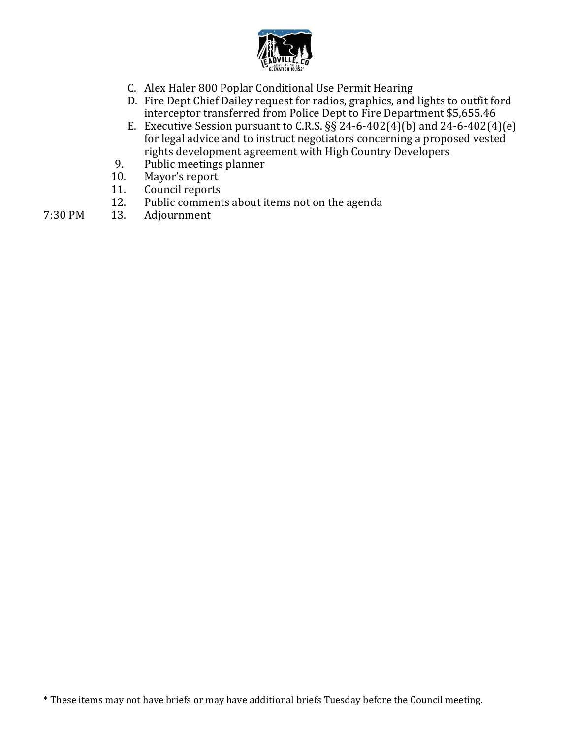C. Alex Haler 800 Poplar Conditional Use Permit Hearing

D. Fire Dept Chief Dailey request for radios, graphics, and lights to outfit ford interceptor transferred from Police Dept to Fire Department $5,655.46

E. Executive Session pursuant to C.R.S. §§ 24-6-402(4)(b) and 24-6-402(4)(e) for legal advice and to instruct negotiators concerning a proposed vested rights development agreement with High Country Developers

9. Public meetings planner
10. Mayor's report
11. Council reports
12. Public comments about items not on the agenda

7:30 PM 13. Adjournment

* These items may not have briefs or may have additional briefs Tuesday before the Council meeting.